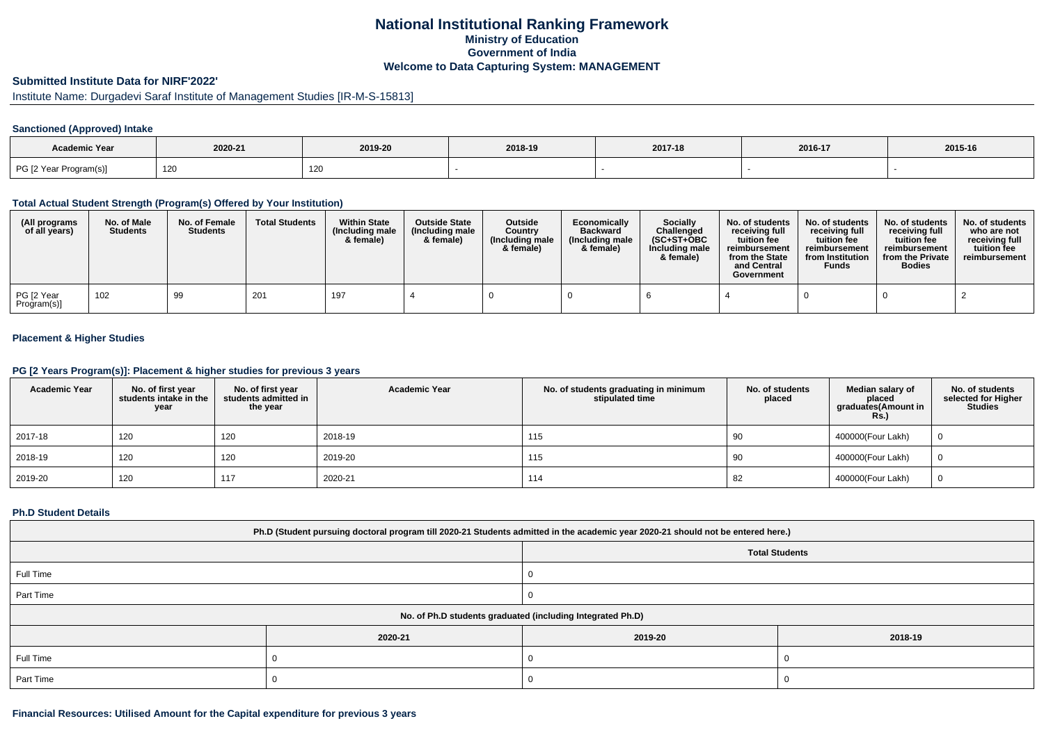# National Institutional Ranking Framework
## Ministry of Education
## Government of India
## Welcome to Data Capturing System: MANAGEMENT

**Submitted Institute Data for NIRF'2022'**

Institute Name: Durgadevi Saraf Institute of Management Studies [IR-M-S-15813]

### Sanctioned (Approved) Intake

| Academic Year | 2020-21 | 2019-20 | 2018-19 | 2017-18 | 2016-17 | 2015-16 |
|---|---|---|---|---|---|---|
| PG [2 Year Program(s)] | 120 | 120 | - | - | - | - |

### Total Actual Student Strength (Program(s) Offered by Your Institution)

| (All programs of all years) | No. of Male Students | No. of Female Students | Total Students | Within State (Including male & female) | Outside State (Including male & female) | Outside Country (Including male & female) | Economically Backward (Including male & female) | Socially Challenged (SC+ST+OBC Including male & female) | No. of students receiving full tuition fee reimbursement from the State and Central Government | No. of students receiving full tuition fee reimbursement from Institution Funds | No. of students receiving full tuition fee reimbursement from the Private Bodies | No. of students who are not receiving full tuition fee reimbursement |
|---|---|---|---|---|---|---|---|---|---|---|---|---|
| PG [2 Year Program(s)] | 102 | 99 | 201 | 197 | 4 | 0 | 0 | 6 | 4 | 0 | 0 | 2 |

### Placement & Higher Studies

### PG [2 Years Program(s)]: Placement & higher studies for previous 3 years

| Academic Year | No. of first year students intake in the year | No. of first year students admitted in the year | Academic Year | No. of students graduating in minimum stipulated time | No. of students placed | Median salary of placed graduates(Amount in Rs.) | No. of students selected for Higher Studies |
|---|---|---|---|---|---|---|---|
| 2017-18 | 120 | 120 | 2018-19 | 115 | 90 | 400000(Four Lakh) | 0 |
| 2018-19 | 120 | 120 | 2019-20 | 115 | 90 | 400000(Four Lakh) | 0 |
| 2019-20 | 120 | 117 | 2020-21 | 114 | 82 | 400000(Four Lakh) | 0 |

### Ph.D Student Details

| Ph.D (Student pursuing doctoral program till 2020-21 Students admitted in the academic year 2020-21 should not be entered here.) | |
|---|---|
| | Total Students |
| Full Time | 0 |
| Part Time | 0 |

| No. of Ph.D students graduated (including Integrated Ph.D) | | | |
|---|---|---|---|
| | 2020-21 | 2019-20 | 2018-19 |
| Full Time | 0 | 0 | 0 |
| Part Time | 0 | 0 | 0 |

### Financial Resources: Utilised Amount for the Capital expenditure for previous 3 years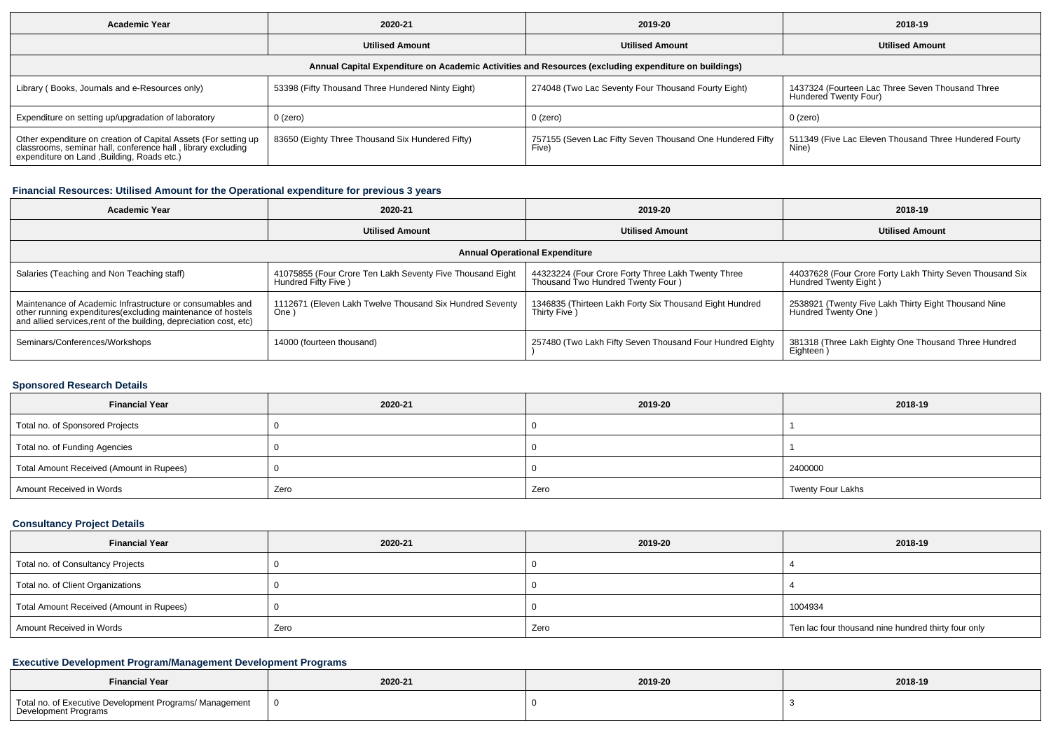| Academic Year | 2020-21 | 2019-20 | 2018-19 |
|---|---|---|---|
| | Utilised Amount | Utilised Amount | Utilised Amount |
| Annual Capital Expenditure on Academic Activities and Resources (excluding expenditure on buildings) | | | |
| Library ( Books, Journals and e-Resources only) | 53398 (Fifty Thousand Three Hundered Ninty Eight) | 274048 (Two Lac Seventy Four Thousand Fourty Eight) | 1437324 (Fourteen Lac Three Seven Thousand Three Hundered Twenty Four) |
| Expenditure on setting up/upgradation of laboratory | 0 (zero) | 0 (zero) | 0 (zero) |
| Other expenditure on creation of Capital Assets (For setting up classrooms, seminar hall, conference hall , library excluding expenditure on Land ,Building, Roads etc.) | 83650 (Eighty Three Thousand Six Hundered Fifty) | 757155 (Seven Lac Fifty Seven Thousand One Hundered Fifty Five) | 511349 (Five Lac Eleven Thousand Three Hundered Fourty Nine) |

### Financial Resources: Utilised Amount for the Operational expenditure for previous 3 years

| Academic Year | 2020-21 | 2019-20 | 2018-19 |
|---|---|---|---|
| | Utilised Amount | Utilised Amount | Utilised Amount |
| Annual Operational Expenditure | | | |
| Salaries (Teaching and Non Teaching staff) | 41075855 (Four Crore Ten Lakh Seventy Five Thousand Eight Hundred Fifty Five ) | 44323224 (Four Crore Forty Three Lakh Twenty Three Thousand Two Hundred Twenty Four ) | 44037628 (Four Crore Forty Lakh Thirty Seven Thousand Six Hundred Twenty Eight ) |
| Maintenance of Academic Infrastructure or consumables and other running expenditures(excluding maintenance of hostels and allied services,rent of the building, depreciation cost, etc) | 1112671 (Eleven Lakh Twelve Thousand Six Hundred Seventy One ) | 1346835 (Thirteen Lakh Forty Six Thousand Eight Hundred Thirty Five ) | 2538921 (Twenty Five Lakh Thirty Eight Thousand Nine Hundred Twenty One ) |
| Seminars/Conferences/Workshops | 14000 (fourteen thousand) | 257480 (Two Lakh Fifty Seven Thousand Four Hundred Eighty ) | 381318 (Three Lakh Eighty One Thousand Three Hundred Eighteen ) |

### Sponsored Research Details

| Financial Year | 2020-21 | 2019-20 | 2018-19 |
|---|---|---|---|
| Total no. of Sponsored Projects | 0 | 0 | 1 |
| Total no. of Funding Agencies | 0 | 0 | 1 |
| Total Amount Received (Amount in Rupees) | 0 | 0 | 2400000 |
| Amount Received in Words | Zero | Zero | Twenty Four Lakhs |

### Consultancy Project Details

| Financial Year | 2020-21 | 2019-20 | 2018-19 |
|---|---|---|---|
| Total no. of Consultancy Projects | 0 | 0 | 4 |
| Total no. of Client Organizations | 0 | 0 | 4 |
| Total Amount Received (Amount in Rupees) | 0 | 0 | 1004934 |
| Amount Received in Words | Zero | Zero | Ten lac four thousand nine hundred thirty four only |

### Executive Development Program/Management Development Programs

| Financial Year | 2020-21 | 2019-20 | 2018-19 |
|---|---|---|---|
| Total no. of Executive Development Programs/ Management Development Programs | 0 | 0 | 3 |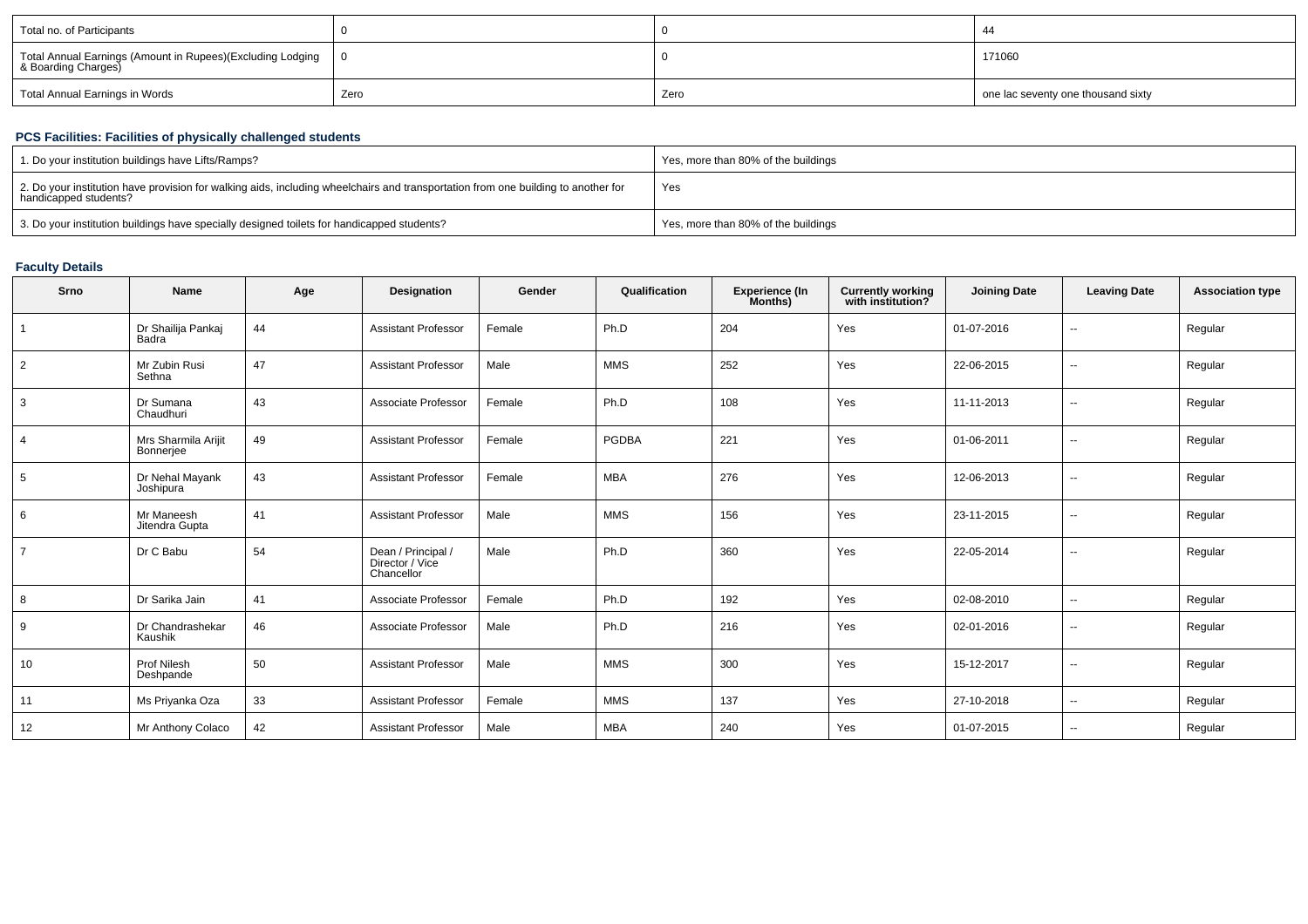| | | | |
|---|---|---|---|
| Total no. of Participants | 0 | 0 | 44 |
| Total Annual Earnings (Amount in Rupees)(Excluding Lodging & Boarding Charges) | 0 | 0 | 171060 |
| Total Annual Earnings in Words | Zero | Zero | one lac seventy one thousand sixty |

### PCS Facilities: Facilities of physically challenged students

| | |
|---|---|
| 1. Do your institution buildings have Lifts/Ramps? | Yes, more than 80% of the buildings |
| 2. Do your institution have provision for walking aids, including wheelchairs and transportation from one building to another for handicapped students? | Yes |
| 3. Do your institution buildings have specially designed toilets for handicapped students? | Yes, more than 80% of the buildings |

### Faculty Details

| Srno | Name | Age | Designation | Gender | Qualification | Experience (In Months) | Currently working with institution? | Joining Date | Leaving Date | Association type |
|---|---|---|---|---|---|---|---|---|---|---|
| 1 | Dr Shailija Pankaj Badra | 44 | Assistant Professor | Female | Ph.D | 204 | Yes | 01-07-2016 | -- | Regular |
| 2 | Mr Zubin Rusi Sethna | 47 | Assistant Professor | Male | MMS | 252 | Yes | 22-06-2015 | -- | Regular |
| 3 | Dr Sumana Chaudhuri | 43 | Associate Professor | Female | Ph.D | 108 | Yes | 11-11-2013 | -- | Regular |
| 4 | Mrs Sharmila Arijit Bonnerjee | 49 | Assistant Professor | Female | PGDBA | 221 | Yes | 01-06-2011 | -- | Regular |
| 5 | Dr Nehal Mayank Joshipura | 43 | Assistant Professor | Female | MBA | 276 | Yes | 12-06-2013 | -- | Regular |
| 6 | Mr Maneesh Jitendra Gupta | 41 | Assistant Professor | Male | MMS | 156 | Yes | 23-11-2015 | -- | Regular |
| 7 | Dr C Babu | 54 | Dean / Principal / Director / Vice Chancellor | Male | Ph.D | 360 | Yes | 22-05-2014 | -- | Regular |
| 8 | Dr Sarika Jain | 41 | Associate Professor | Female | Ph.D | 192 | Yes | 02-08-2010 | -- | Regular |
| 9 | Dr Chandrashekar Kaushik | 46 | Associate Professor | Male | Ph.D | 216 | Yes | 02-01-2016 | -- | Regular |
| 10 | Prof Nilesh Deshpande | 50 | Assistant Professor | Male | MMS | 300 | Yes | 15-12-2017 | -- | Regular |
| 11 | Ms Priyanka Oza | 33 | Assistant Professor | Female | MMS | 137 | Yes | 27-10-2018 | -- | Regular |
| 12 | Mr Anthony Colaco | 42 | Assistant Professor | Male | MBA | 240 | Yes | 01-07-2015 | -- | Regular |